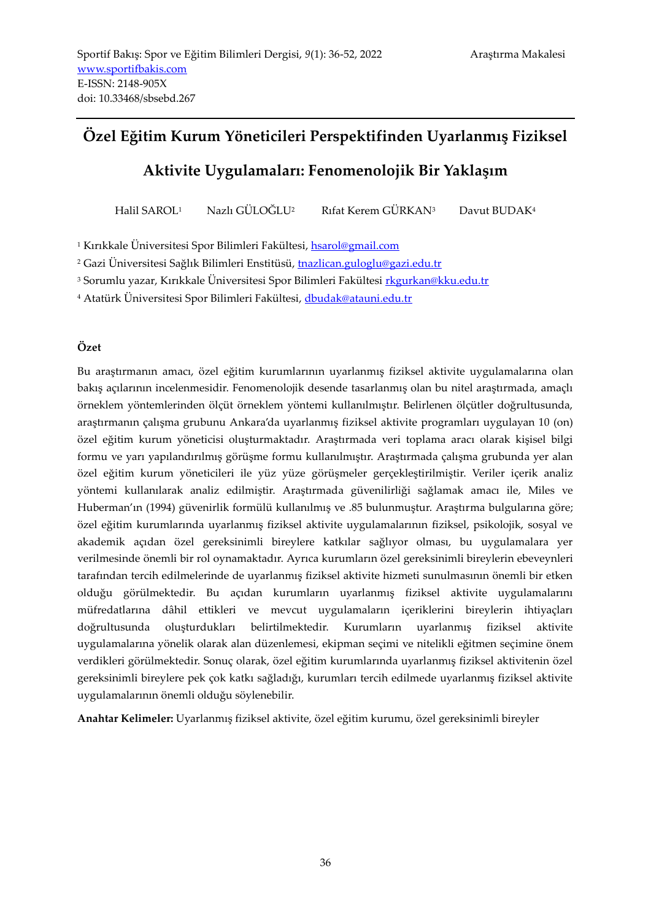Sportif Bakış: Spor ve Eğitim Bilimleri Dergisi, *9*(1): 36-52, 2022 — Araştırma Makalesi
www.sportifbakis.com
E-ISSN: 2148-905X
doi: 10.33468/sbsebd.267

# Özel Eğitim Kurum Yöneticileri Perspektifinden Uyarlanmış Fiziksel Aktivite Uygulamaları: Fenomenolojik Bir Yaklaşım

Halil SAROL[1] Nazlı GÜLOĞLU[2] Rıfat Kerem GÜRKAN[3] Davut BUDAK[4]

[1] Kırıkkale Üniversitesi Spor Bilimleri Fakültesi, hsarol@gmail.com

[2] Gazi Üniversitesi Sağlık Bilimleri Enstitüsü, tnazlican.guloglu@gazi.edu.tr

[3] Sorumlu yazar, Kırıkkale Üniversitesi Spor Bilimleri Fakültesi rkgurkan@kku.edu.tr

[4] Atatürk Üniversitesi Spor Bilimleri Fakültesi, dbudak@atauni.edu.tr

**Özet**

Bu araştırmanın amacı, özel eğitim kurumlarının uyarlanmış fiziksel aktivite uygulamalarına olan bakış açılarının incelenmesidir. Fenomenolojik desende tasarlanmış olan bu nitel araştırmada, amaçlı örneklem yöntemlerinden ölçüt örneklem yöntemi kullanılmıştır. Belirlenen ölçütler doğrultusunda, araştırmanın çalışma grubunu Ankara'da uyarlanmış fiziksel aktivite programları uygulayan 10 (on) özel eğitim kurum yöneticisi oluşturmaktadır. Araştırmada veri toplama aracı olarak kişisel bilgi formu ve yarı yapılandırılmış görüşme formu kullanılmıştır. Araştırmada çalışma grubunda yer alan özel eğitim kurum yöneticileri ile yüz yüze görüşmeler gerçekleştirilmiştir. Veriler içerik analiz yöntemi kullanılarak analiz edilmiştir. Araştırmada güvenilirliği sağlamak amacı ile, Miles ve Huberman'ın (1994) güvenirlik formülü kullanılmış ve .85 bulunmuştur. Araştırma bulgularına göre; özel eğitim kurumlarında uyarlanmış fiziksel aktivite uygulamalarının fiziksel, psikolojik, sosyal ve akademik açıdan özel gereksinimli bireylere katkılar sağlıyor olması, bu uygulamalara yer verilmesinde önemli bir rol oynamaktadır. Ayrıca kurumların özel gereksinimli bireylerin ebeveynleri tarafından tercih edilmelerinde de uyarlanmış fiziksel aktivite hizmeti sunulmasının önemli bir etken olduğu görülmektedir. Bu açıdan kurumların uyarlanmış fiziksel aktivite uygulamalarını müfredatlarına dâhil ettikleri ve mevcut uygulamaların içeriklerini bireylerin ihtiyaçları doğrultusunda oluşturdukları belirtilmektedir. Kurumların uyarlanmış fiziksel aktivite uygulamalarına yönelik olarak alan düzenlemesi, ekipman seçimi ve nitelikli eğitmen seçimine önem verdikleri görülmektedir. Sonuç olarak, özel eğitim kurumlarında uyarlanmış fiziksel aktivitenin özel gereksinimli bireylere pek çok katkı sağladığı, kurumları tercih edilmede uyarlanmış fiziksel aktivite uygulamalarının önemli olduğu söylenebilir.

**Anahtar Kelimeler:** Uyarlanmış fiziksel aktivite, özel eğitim kurumu, özel gereksinimli bireyler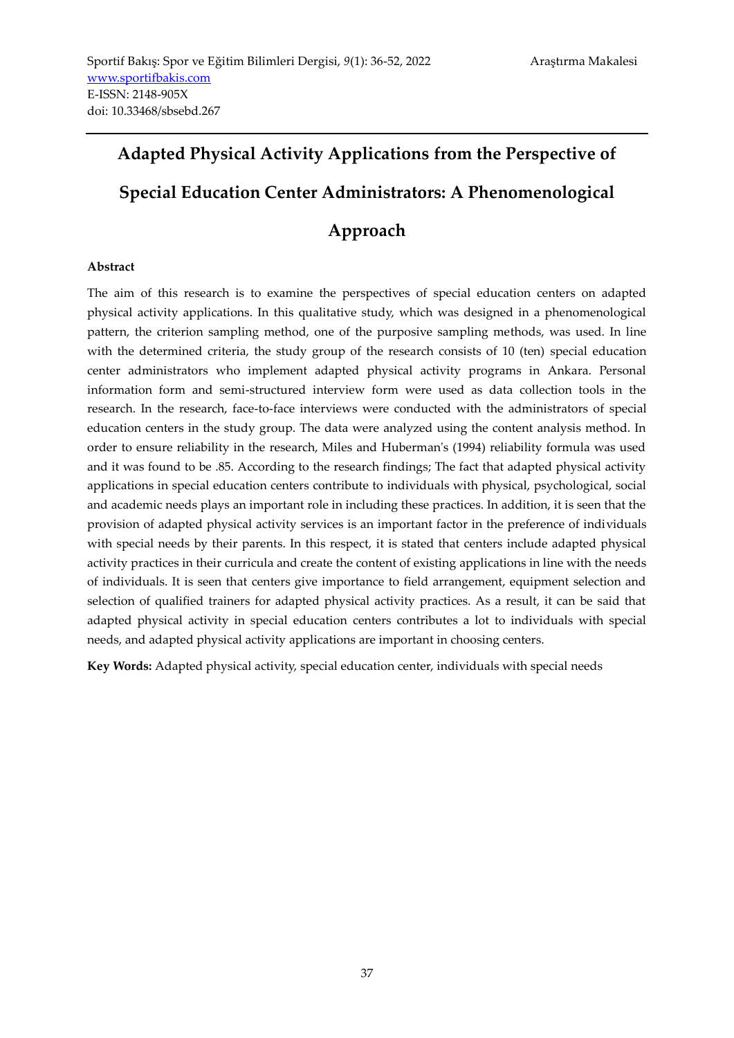# Adapted Physical Activity Applications from the Perspective of Special Education Center Administrators: A Phenomenological Approach

**Abstract**

The aim of this research is to examine the perspectives of special education centers on adapted physical activity applications. In this qualitative study, which was designed in a phenomenological pattern, the criterion sampling method, one of the purposive sampling methods, was used. In line with the determined criteria, the study group of the research consists of 10 (ten) special education center administrators who implement adapted physical activity programs in Ankara. Personal information form and semi-structured interview form were used as data collection tools in the research. In the research, face-to-face interviews were conducted with the administrators of special education centers in the study group. The data were analyzed using the content analysis method. In order to ensure reliability in the research, Miles and Huberman's (1994) reliability formula was used and it was found to be .85. According to the research findings; The fact that adapted physical activity applications in special education centers contribute to individuals with physical, psychological, social and academic needs plays an important role in including these practices. In addition, it is seen that the provision of adapted physical activity services is an important factor in the preference of individuals with special needs by their parents. In this respect, it is stated that centers include adapted physical activity practices in their curricula and create the content of existing applications in line with the needs of individuals. It is seen that centers give importance to field arrangement, equipment selection and selection of qualified trainers for adapted physical activity practices. As a result, it can be said that adapted physical activity in special education centers contributes a lot to individuals with special needs, and adapted physical activity applications are important in choosing centers.

**Key Words:** Adapted physical activity, special education center, individuals with special needs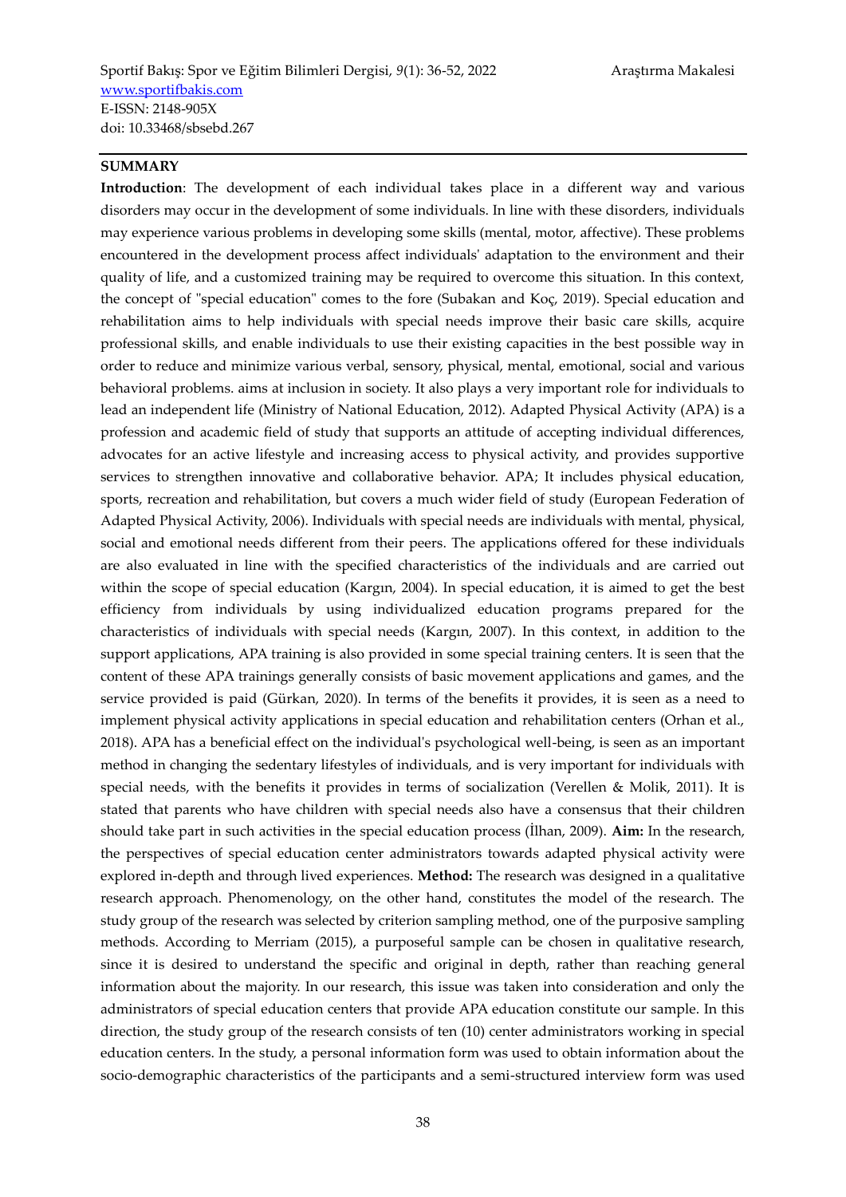## SUMMARY

**Introduction**: The development of each individual takes place in a different way and various disorders may occur in the development of some individuals. In line with these disorders, individuals may experience various problems in developing some skills (mental, motor, affective). These problems encountered in the development process affect individuals' adaptation to the environment and their quality of life, and a customized training may be required to overcome this situation. In this context, the concept of "special education" comes to the fore (Subakan and Koç, 2019). Special education and rehabilitation aims to help individuals with special needs improve their basic care skills, acquire professional skills, and enable individuals to use their existing capacities in the best possible way in order to reduce and minimize various verbal, sensory, physical, mental, emotional, social and various behavioral problems. aims at inclusion in society. It also plays a very important role for individuals to lead an independent life (Ministry of National Education, 2012). Adapted Physical Activity (APA) is a profession and academic field of study that supports an attitude of accepting individual differences, advocates for an active lifestyle and increasing access to physical activity, and provides supportive services to strengthen innovative and collaborative behavior. APA; It includes physical education, sports, recreation and rehabilitation, but covers a much wider field of study (European Federation of Adapted Physical Activity, 2006). Individuals with special needs are individuals with mental, physical, social and emotional needs different from their peers. The applications offered for these individuals are also evaluated in line with the specified characteristics of the individuals and are carried out within the scope of special education (Kargın, 2004). In special education, it is aimed to get the best efficiency from individuals by using individualized education programs prepared for the characteristics of individuals with special needs (Kargın, 2007). In this context, in addition to the support applications, APA training is also provided in some special training centers. It is seen that the content of these APA trainings generally consists of basic movement applications and games, and the service provided is paid (Gürkan, 2020). In terms of the benefits it provides, it is seen as a need to implement physical activity applications in special education and rehabilitation centers (Orhan et al., 2018). APA has a beneficial effect on the individual's psychological well-being, is seen as an important method in changing the sedentary lifestyles of individuals, and is very important for individuals with special needs, with the benefits it provides in terms of socialization (Verellen & Molik, 2011). It is stated that parents who have children with special needs also have a consensus that their children should take part in such activities in the special education process (İlhan, 2009). **Aim:** In the research, the perspectives of special education center administrators towards adapted physical activity were explored in-depth and through lived experiences. **Method:** The research was designed in a qualitative research approach. Phenomenology, on the other hand, constitutes the model of the research. The study group of the research was selected by criterion sampling method, one of the purposive sampling methods. According to Merriam (2015), a purposeful sample can be chosen in qualitative research, since it is desired to understand the specific and original in depth, rather than reaching general information about the majority. In our research, this issue was taken into consideration and only the administrators of special education centers that provide APA education constitute our sample. In this direction, the study group of the research consists of ten (10) center administrators working in special education centers. In the study, a personal information form was used to obtain information about the socio-demographic characteristics of the participants and a semi-structured interview form was used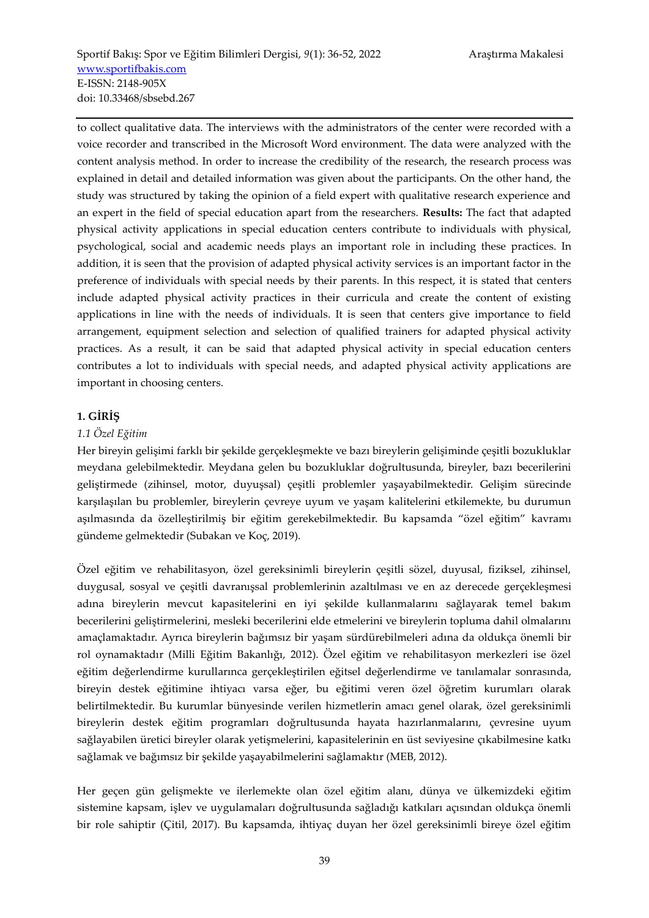to collect qualitative data. The interviews with the administrators of the center were recorded with a voice recorder and transcribed in the Microsoft Word environment. The data were analyzed with the content analysis method. In order to increase the credibility of the research, the research process was explained in detail and detailed information was given about the participants. On the other hand, the study was structured by taking the opinion of a field expert with qualitative research experience and an expert in the field of special education apart from the researchers. **Results:** The fact that adapted physical activity applications in special education centers contribute to individuals with physical, psychological, social and academic needs plays an important role in including these practices. In addition, it is seen that the provision of adapted physical activity services is an important factor in the preference of individuals with special needs by their parents. In this respect, it is stated that centers include adapted physical activity practices in their curricula and create the content of existing applications in line with the needs of individuals. It is seen that centers give importance to field arrangement, equipment selection and selection of qualified trainers for adapted physical activity practices. As a result, it can be said that adapted physical activity in special education centers contributes a lot to individuals with special needs, and adapted physical activity applications are important in choosing centers.

## 1. GİRİŞ

### *1.1 Özel Eğitim*

Her bireyin gelişimi farklı bir şekilde gerçekleşmekte ve bazı bireylerin gelişiminde çeşitli bozukluklar meydana gelebilmektedir. Meydana gelen bu bozukluklar doğrultusunda, bireyler, bazı becerilerini geliştirmede (zihinsel, motor, duyuşsal) çeşitli problemler yaşayabilmektedir. Gelişim sürecinde karşılaşılan bu problemler, bireylerin çevreye uyum ve yaşam kalitelerini etkilemekte, bu durumun aşılmasında da özelleştirilmiş bir eğitim gerekebilmektedir. Bu kapsamda "özel eğitim" kavramı gündeme gelmektedir (Subakan ve Koç, 2019).

Özel eğitim ve rehabilitasyon, özel gereksinimli bireylerin çeşitli sözel, duyusal, fiziksel, zihinsel, duygusal, sosyal ve çeşitli davranışsal problemlerinin azaltılması ve en az derecede gerçekleşmesi adına bireylerin mevcut kapasitelerini en iyi şekilde kullanmalarını sağlayarak temel bakım becerilerini geliştirmelerini, mesleki becerilerini elde etmelerini ve bireylerin topluma dahil olmalarını amaçlamaktadır. Ayrıca bireylerin bağımsız bir yaşam sürdürebilmeleri adına da oldukça önemli bir rol oynamaktadır (Milli Eğitim Bakanlığı, 2012). Özel eğitim ve rehabilitasyon merkezleri ise özel eğitim değerlendirme kurullarınca gerçekleştirilen eğitsel değerlendirme ve tanılamalar sonrasında, bireyin destek eğitimine ihtiyacı varsa eğer, bu eğitimi veren özel öğretim kurumları olarak belirtilmektedir. Bu kurumlar bünyesinde verilen hizmetlerin amacı genel olarak, özel gereksinimli bireylerin destek eğitim programları doğrultusunda hayata hazırlanmalarını, çevresine uyum sağlayabilen üretici bireyler olarak yetişmelerini, kapasitelerinin en üst seviyesine çıkabilmesine katkı sağlamak ve bağımsız bir şekilde yaşayabilmelerini sağlamaktır (MEB, 2012).

Her geçen gün gelişmekte ve ilerlemekte olan özel eğitim alanı, dünya ve ülkemizdeki eğitim sistemine kapsam, işlev ve uygulamaları doğrultusunda sağladığı katkıları açısından oldukça önemli bir role sahiptir (Çitil, 2017). Bu kapsamda, ihtiyaç duyan her özel gereksinimli bireye özel eğitim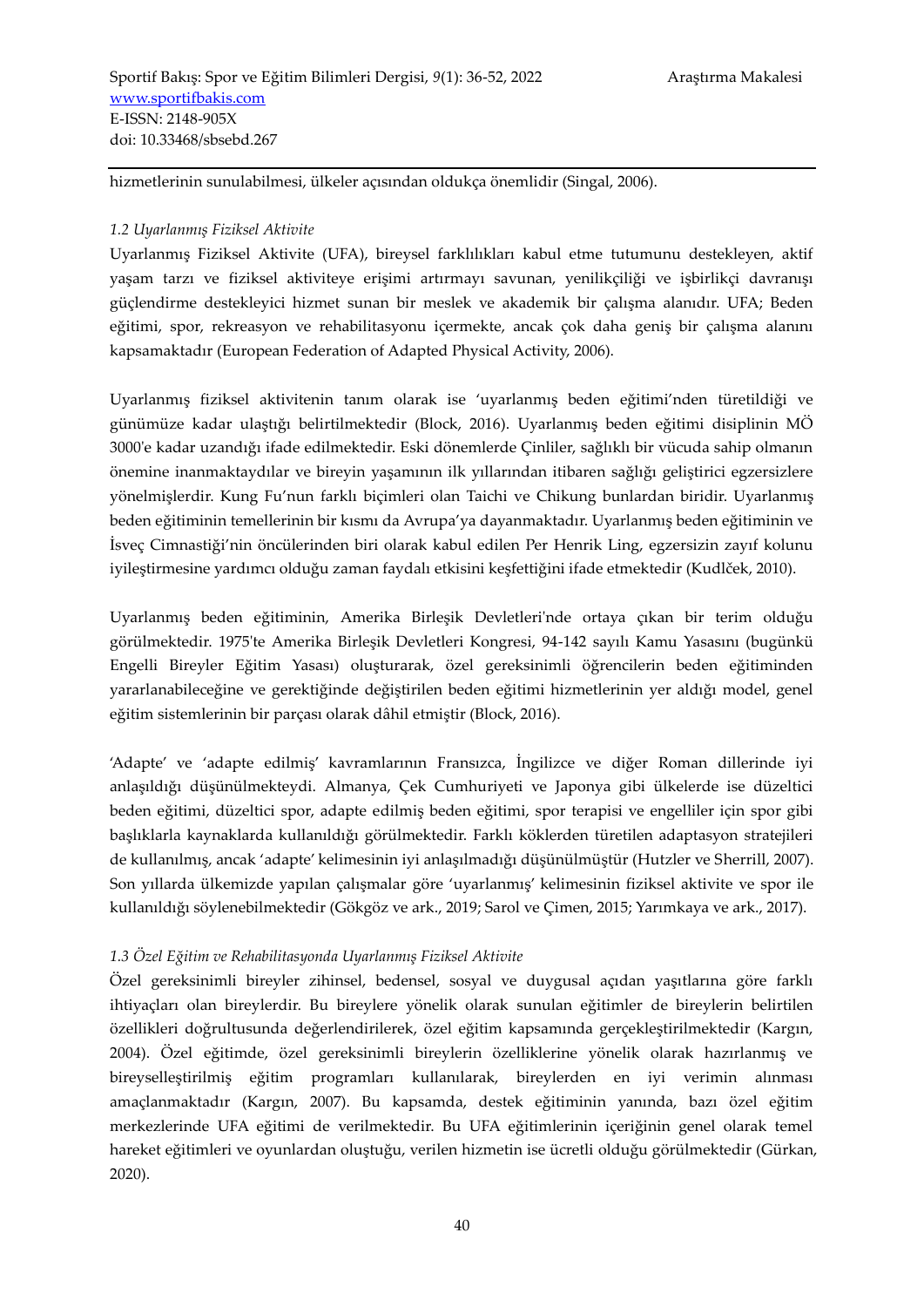hizmetlerinin sunulabilmesi, ülkeler açısından oldukça önemlidir (Singal, 2006).

### *1.2 Uyarlanmış Fiziksel Aktivite*

Uyarlanmış Fiziksel Aktivite (UFA), bireysel farklılıkları kabul etme tutumunu destekleyen, aktif yaşam tarzı ve fiziksel aktiviteye erişimi artırmayı savunan, yenilikçiliği ve işbirlikçi davranışı güçlendirme destekleyici hizmet sunan bir meslek ve akademik bir çalışma alanıdır. UFA; Beden eğitimi, spor, rekreasyon ve rehabilitasyonu içermekte, ancak çok daha geniş bir çalışma alanını kapsamaktadır (European Federation of Adapted Physical Activity, 2006).

Uyarlanmış fiziksel aktivitenin tanım olarak ise 'uyarlanmış beden eğitimi'nden türetildiği ve günümüze kadar ulaştığı belirtilmektedir (Block, 2016). Uyarlanmış beden eğitimi disiplinin MÖ 3000'e kadar uzandığı ifade edilmektedir. Eski dönemlerde Çinliler, sağlıklı bir vücuda sahip olmanın önemine inanmaktaydılar ve bireyin yaşamının ilk yıllarından itibaren sağlığı geliştirici egzersizlere yönelmişlerdir. Kung Fu'nun farklı biçimleri olan Taichi ve Chikung bunlardan biridir. Uyarlanmış beden eğitiminin temellerinin bir kısmı da Avrupa'ya dayanmaktadır. Uyarlanmış beden eğitiminin ve İsveç Cimnastiği'nin öncülerinden biri olarak kabul edilen Per Henrik Ling, egzersizin zayıf kolunu iyileştirmesine yardımcı olduğu zaman faydalı etkisini keşfettiğini ifade etmektedir (Kudlček, 2010).

Uyarlanmış beden eğitiminin, Amerika Birleşik Devletleri'nde ortaya çıkan bir terim olduğu görülmektedir. 1975'te Amerika Birleşik Devletleri Kongresi, 94-142 sayılı Kamu Yasasını (bugünkü Engelli Bireyler Eğitim Yasası) oluşturarak, özel gereksinimli öğrencilerin beden eğitiminden yararlanabileceğine ve gerektiğinde değiştirilen beden eğitimi hizmetlerinin yer aldığı model, genel eğitim sistemlerinin bir parçası olarak dâhil etmiştir (Block, 2016).

'Adapte' ve 'adapte edilmiş' kavramlarının Fransızca, İngilizce ve diğer Roman dillerinde iyi anlaşıldığı düşünülmekteydi. Almanya, Çek Cumhuriyeti ve Japonya gibi ülkelerde ise düzeltici beden eğitimi, düzeltici spor, adapte edilmiş beden eğitimi, spor terapisi ve engelliler için spor gibi başlıklarla kaynaklarda kullanıldığı görülmektedir. Farklı köklerden türetilen adaptasyon stratejileri de kullanılmış, ancak 'adapte' kelimesinin iyi anlaşılmadığı düşünülmüştür (Hutzler ve Sherrill, 2007). Son yıllarda ülkemizde yapılan çalışmalar göre 'uyarlanmış' kelimesinin fiziksel aktivite ve spor ile kullanıldığı söylenebilmektedir (Gökgöz ve ark., 2019; Sarol ve Çimen, 2015; Yarımkaya ve ark., 2017).

### *1.3 Özel Eğitim ve Rehabilitasyonda Uyarlanmış Fiziksel Aktivite*

Özel gereksinimli bireyler zihinsel, bedensel, sosyal ve duygusal açıdan yaşıtlarına göre farklı ihtiyaçları olan bireylerdir. Bu bireylere yönelik olarak sunulan eğitimler de bireylerin belirtilen özellikleri doğrultusunda değerlendirilerek, özel eğitim kapsamında gerçekleştirilmektedir (Kargın, 2004). Özel eğitimde, özel gereksinimli bireylerin özelliklerine yönelik olarak hazırlanmış ve bireyselleştirilmiş eğitim programları kullanılarak, bireylerden en iyi verimin alınması amaçlanmaktadır (Kargın, 2007). Bu kapsamda, destek eğitiminin yanında, bazı özel eğitim merkezlerinde UFA eğitimi de verilmektedir. Bu UFA eğitimlerinin içeriğinin genel olarak temel hareket eğitimleri ve oyunlardan oluştuğu, verilen hizmetin ise ücretli olduğu görülmektedir (Gürkan, 2020).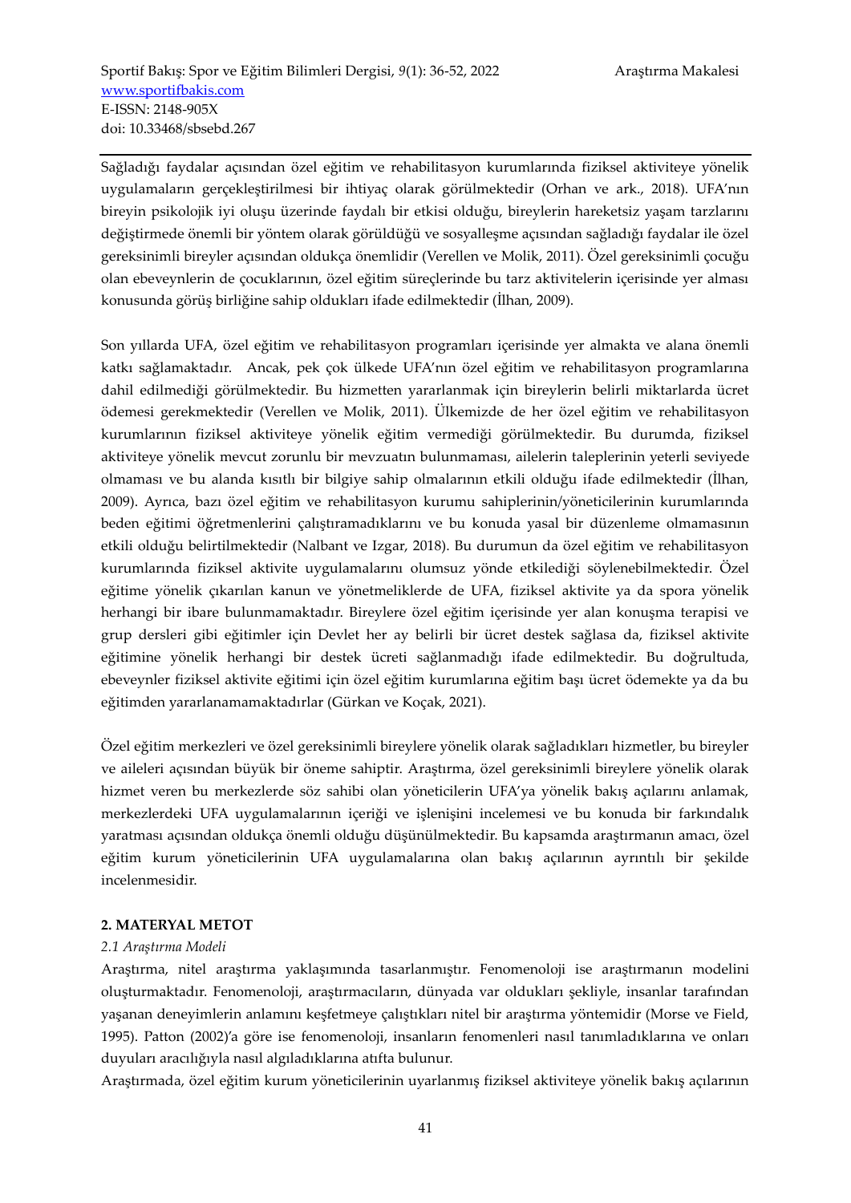Sağladığı faydalar açısından özel eğitim ve rehabilitasyon kurumlarında fiziksel aktiviteye yönelik uygulamaların gerçekleştirilmesi bir ihtiyaç olarak görülmektedir (Orhan ve ark., 2018). UFA'nın bireyin psikolojik iyi oluşu üzerinde faydalı bir etkisi olduğu, bireylerin hareketsiz yaşam tarzlarını değiştirmede önemli bir yöntem olarak görüldüğü ve sosyalleşme açısından sağladığı faydalar ile özel gereksinimli bireyler açısından oldukça önemlidir (Verellen ve Molik, 2011). Özel gereksinimli çocuğu olan ebeveynlerin de çocuklarının, özel eğitim süreçlerinde bu tarz aktivitelerin içerisinde yer alması konusunda görüş birliğine sahip oldukları ifade edilmektedir (İlhan, 2009).

Son yıllarda UFA, özel eğitim ve rehabilitasyon programları içerisinde yer almakta ve alana önemli katkı sağlamaktadır. Ancak, pek çok ülkede UFA'nın özel eğitim ve rehabilitasyon programlarına dahil edilmediği görülmektedir. Bu hizmetten yararlanmak için bireylerin belirli miktarlarda ücret ödemesi gerekmektedir (Verellen ve Molik, 2011). Ülkemizde de her özel eğitim ve rehabilitasyon kurumlarının fiziksel aktiviteye yönelik eğitim vermediği görülmektedir. Bu durumda, fiziksel aktiviteye yönelik mevcut zorunlu bir mevzuatın bulunmaması, ailelerin taleplerinin yeterli seviyede olmaması ve bu alanda kısıtlı bir bilgiye sahip olmalarının etkili olduğu ifade edilmektedir (İlhan, 2009). Ayrıca, bazı özel eğitim ve rehabilitasyon kurumu sahiplerinin/yöneticilerinin kurumlarında beden eğitimi öğretmenlerini çalıştıramadıklarını ve bu konuda yasal bir düzenleme olmamasının etkili olduğu belirtilmektedir (Nalbant ve Izgar, 2018). Bu durumun da özel eğitim ve rehabilitasyon kurumlarında fiziksel aktivite uygulamalarını olumsuz yönde etkilediği söylenebilmektedir. Özel eğitime yönelik çıkarılan kanun ve yönetmeliklerde de UFA, fiziksel aktivite ya da spora yönelik herhangi bir ibare bulunmamaktadır. Bireylere özel eğitim içerisinde yer alan konuşma terapisi ve grup dersleri gibi eğitimler için Devlet her ay belirli bir ücret destek sağlasa da, fiziksel aktivite eğitimine yönelik herhangi bir destek ücreti sağlanmadığı ifade edilmektedir. Bu doğrultuda, ebeveynler fiziksel aktivite eğitimi için özel eğitim kurumlarına eğitim başı ücret ödemekte ya da bu eğitimden yararlanamamaktadırlar (Gürkan ve Koçak, 2021).

Özel eğitim merkezleri ve özel gereksinimli bireylere yönelik olarak sağladıkları hizmetler, bu bireyler ve aileleri açısından büyük bir öneme sahiptir. Araştırma, özel gereksinimli bireylere yönelik olarak hizmet veren bu merkezlerde söz sahibi olan yöneticilerin UFA'ya yönelik bakış açılarını anlamak, merkezlerdeki UFA uygulamalarının içeriği ve işlenişini incelemesi ve bu konuda bir farkındalık yaratması açısından oldukça önemli olduğu düşünülmektedir. Bu kapsamda araştırmanın amacı, özel eğitim kurum yöneticilerinin UFA uygulamalarına olan bakış açılarının ayrıntılı bir şekilde incelenmesidir.

## 2. MATERYAL METOT

### *2.1 Araştırma Modeli*

Araştırma, nitel araştırma yaklaşımında tasarlanmıştır. Fenomenoloji ise araştırmanın modelini oluşturmaktadır. Fenomenoloji, araştırmacıların, dünyada var oldukları şekliyle, insanlar tarafından yaşanan deneyimlerin anlamını keşfetmeye çalıştıkları nitel bir araştırma yöntemidir (Morse ve Field, 1995). Patton (2002)'a göre ise fenomenoloji, insanların fenomenleri nasıl tanımladıklarına ve onları duyuları aracılığıyla nasıl algıladıklarına atıfta bulunur.

Araştırmada, özel eğitim kurum yöneticilerinin uyarlanmış fiziksel aktiviteye yönelik bakış açılarının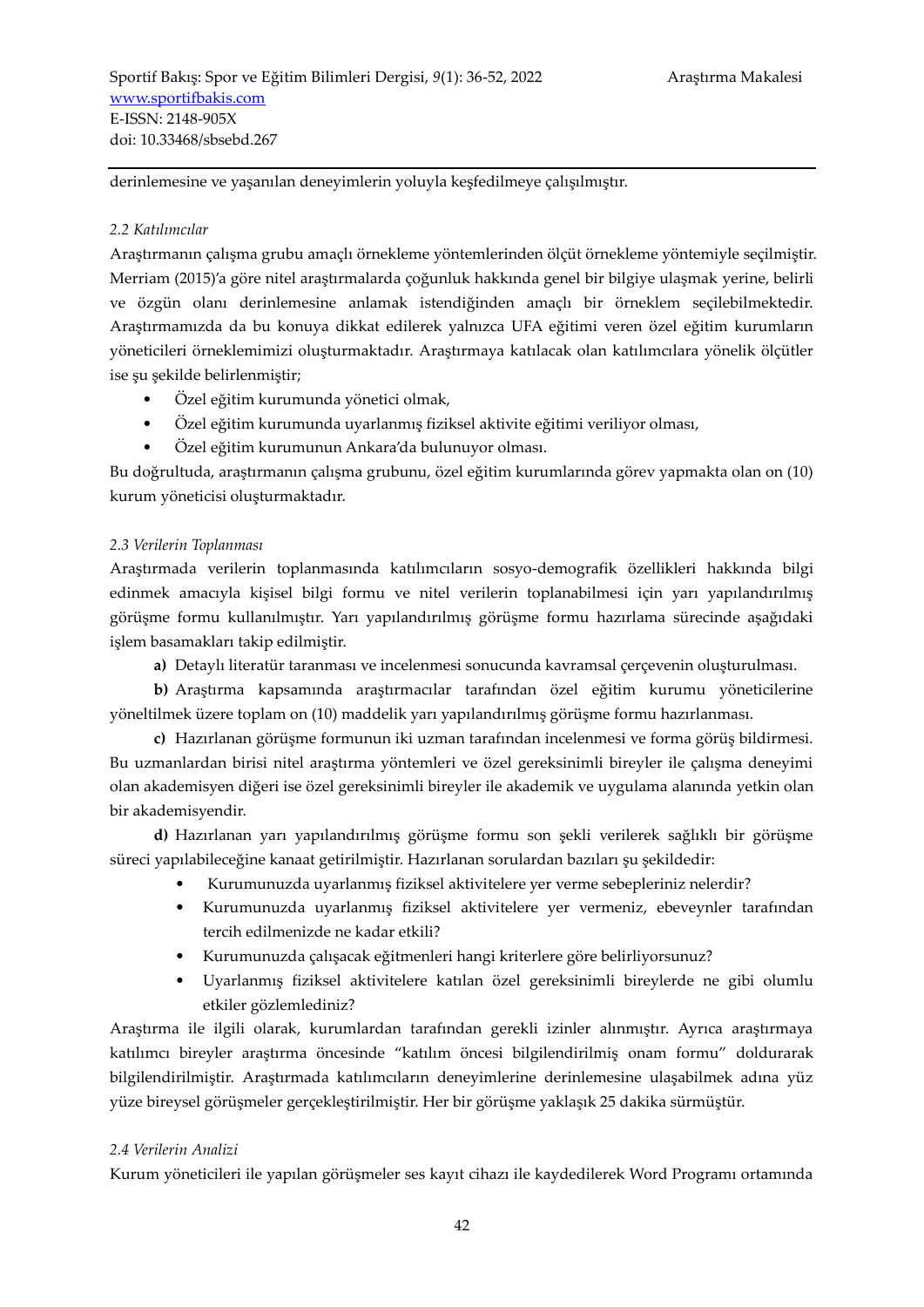derinlemesine ve yaşanılan deneyimlerin yoluyla keşfedilmeye çalışılmıştır.

### *2.2 Katılımcılar*

Araştırmanın çalışma grubu amaçlı örnekleme yöntemlerinden ölçüt örnekleme yöntemiyle seçilmiştir. Merriam (2015)'a göre nitel araştırmalarda çoğunluk hakkında genel bir bilgiye ulaşmak yerine, belirli ve özgün olanı derinlemesine anlamak istendiğinden amaçlı bir örneklem seçilebilmektedir. Araştırmamızda da bu konuya dikkat edilerek yalnızca UFA eğitimi veren özel eğitim kurumların yöneticileri örneklemimizi oluşturmaktadır. Araştırmaya katılacak olan katılımcılara yönelik ölçütler ise şu şekilde belirlenmiştir;

- Özel eğitim kurumunda yönetici olmak,
- Özel eğitim kurumunda uyarlanmış fiziksel aktivite eğitimi veriliyor olması,
- Özel eğitim kurumunun Ankara'da bulunuyor olması.

Bu doğrultuda, araştırmanın çalışma grubunu, özel eğitim kurumlarında görev yapmakta olan on (10) kurum yöneticisi oluşturmaktadır.

### *2.3 Verilerin Toplanması*

Araştırmada verilerin toplanmasında katılımcıların sosyo-demografik özellikleri hakkında bilgi edinmek amacıyla kişisel bilgi formu ve nitel verilerin toplanabilmesi için yarı yapılandırılmış görüşme formu kullanılmıştır. Yarı yapılandırılmış görüşme formu hazırlama sürecinde aşağıdaki işlem basamakları takip edilmiştir.

**a)** Detaylı literatür taranması ve incelenmesi sonucunda kavramsal çerçevenin oluşturulması.

**b)** Araştırma kapsamında araştırmacılar tarafından özel eğitim kurumu yöneticilerine yöneltilmek üzere toplam on (10) maddelik yarı yapılandırılmış görüşme formu hazırlanması.

**c)** Hazırlanan görüşme formunun iki uzman tarafından incelenmesi ve forma görüş bildirmesi. Bu uzmanlardan birisi nitel araştırma yöntemleri ve özel gereksinimli bireyler ile çalışma deneyimi olan akademisyen diğeri ise özel gereksinimli bireyler ile akademik ve uygulama alanında yetkin olan bir akademisyendir.

**d)** Hazırlanan yarı yapılandırılmış görüşme formu son şekli verilerek sağlıklı bir görüşme süreci yapılabileceğine kanaat getirilmiştir. Hazırlanan sorulardan bazıları şu şekildedir:

- Kurumunuzda uyarlanmış fiziksel aktivitelere yer verme sebepleriniz nelerdir?
- Kurumunuzda uyarlanmış fiziksel aktivitelere yer vermeniz, ebeveynler tarafından tercih edilmenizde ne kadar etkili?
- Kurumunuzda çalışacak eğitmenleri hangi kriterlere göre belirliyorsunuz?
- Uyarlanmış fiziksel aktivitelere katılan özel gereksinimli bireylerde ne gibi olumlu etkiler gözlemlediniz?

Araştırma ile ilgili olarak, kurumlardan tarafından gerekli izinler alınmıştır. Ayrıca araştırmaya katılımcı bireyler araştırma öncesinde "katılım öncesi bilgilendirilmiş onam formu" doldurarak bilgilendirilmiştir. Araştırmada katılımcıların deneyimlerine derinlemesine ulaşabilmek adına yüz yüze bireysel görüşmeler gerçekleştirilmiştir. Her bir görüşme yaklaşık 25 dakika sürmüştür.

### *2.4 Verilerin Analizi*

Kurum yöneticileri ile yapılan görüşmeler ses kayıt cihazı ile kaydedilerek Word Programı ortamında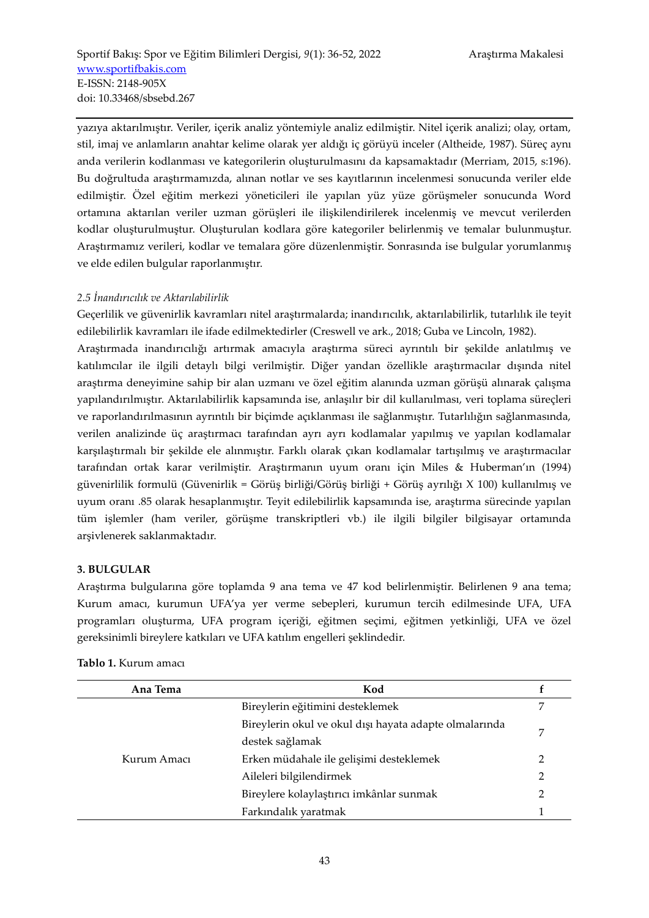yazıya aktarılmıştır. Veriler, içerik analiz yöntemiyle analiz edilmiştir. Nitel içerik analizi; olay, ortam, stil, imaj ve anlamların anahtar kelime olarak yer aldığı iç görüyü inceler (Altheide, 1987). Süreç aynı anda verilerin kodlanması ve kategorilerin oluşturulmasını da kapsamaktadır (Merriam, 2015, s:196). Bu doğrultuda araştırmamızda, alınan notlar ve ses kayıtlarının incelenmesi sonucunda veriler elde edilmiştir. Özel eğitim merkezi yöneticileri ile yapılan yüz yüze görüşmeler sonucunda Word ortamına aktarılan veriler uzman görüşleri ile ilişkilendirilerek incelenmiş ve mevcut verilerden kodlar oluşturulmuştur. Oluşturulan kodlara göre kategoriler belirlenmiş ve temalar bulunmuştur. Araştırmamız verileri, kodlar ve temalara göre düzenlenmiştir. Sonrasında ise bulgular yorumlanmış ve elde edilen bulgular raporlanmıştır.

### *2.5 İnandırıcılık ve Aktarılabilirlik*

Geçerlilik ve güvenirlik kavramları nitel araştırmalarda; inandırıcılık, aktarılabilirlik, tutarlılık ile teyit edilebilirlik kavramları ile ifade edilmektedirler (Creswell ve ark., 2018; Guba ve Lincoln, 1982).

Araştırmada inandırıcılığı artırmak amacıyla araştırma süreci ayrıntılı bir şekilde anlatılmış ve katılımcılar ile ilgili detaylı bilgi verilmiştir. Diğer yandan özellikle araştırmacılar dışında nitel araştırma deneyimine sahip bir alan uzmanı ve özel eğitim alanında uzman görüşü alınarak çalışma yapılandırılmıştır. Aktarılabilirlik kapsamında ise, anlaşılır bir dil kullanılması, veri toplama süreçleri ve raporlandırılmasının ayrıntılı bir biçimde açıklanması ile sağlanmıştır. Tutarlılığın sağlanmasında, verilen analizinde üç araştırmacı tarafından ayrı ayrı kodlamalar yapılmış ve yapılan kodlamalar karşılaştırmalı bir şekilde ele alınmıştır. Farklı olarak çıkan kodlamalar tartışılmış ve araştırmacılar tarafından ortak karar verilmiştir. Araştırmanın uyum oranı için Miles & Huberman'ın (1994) güvenirlilik formulü (Güvenirlik = Görüş birliği/Görüş birliği + Görüş ayrılığı X 100) kullanılmış ve uyum oranı .85 olarak hesaplanmıştır. Teyit edilebilirlik kapsamında ise, araştırma sürecinde yapılan tüm işlemler (ham veriler, görüşme transkriptleri vb.) ile ilgili bilgiler bilgisayar ortamında arşivlenerek saklanmaktadır.

## 3. BULGULAR

Araştırma bulgularına göre toplamda 9 ana tema ve 47 kod belirlenmiştir. Belirlenen 9 ana tema; Kurum amacı, kurumun UFA'ya yer verme sebepleri, kurumun tercih edilmesinde UFA, UFA programları oluşturma, UFA program içeriği, eğitmen seçimi, eğitmen yetkinliği, UFA ve özel gereksinimli bireylere katkıları ve UFA katılım engelleri şeklindedir.

**Tablo 1.** Kurum amacı

| Ana Tema | Kod | f |
|---|---|---|
| Kurum Amacı | Bireylerin eğitimini desteklemek | 7 |
| | Bireylerin okul ve okul dışı hayata adapte olmalarında destek sağlamak | 7 |
| | Erken müdahale ile gelişimi desteklemek | 2 |
| | Aileleri bilgilendirmek | 2 |
| | Bireylere kolaylaştırıcı imkânlar sunmak | 2 |
| | Farkındalık yaratmak | 1 |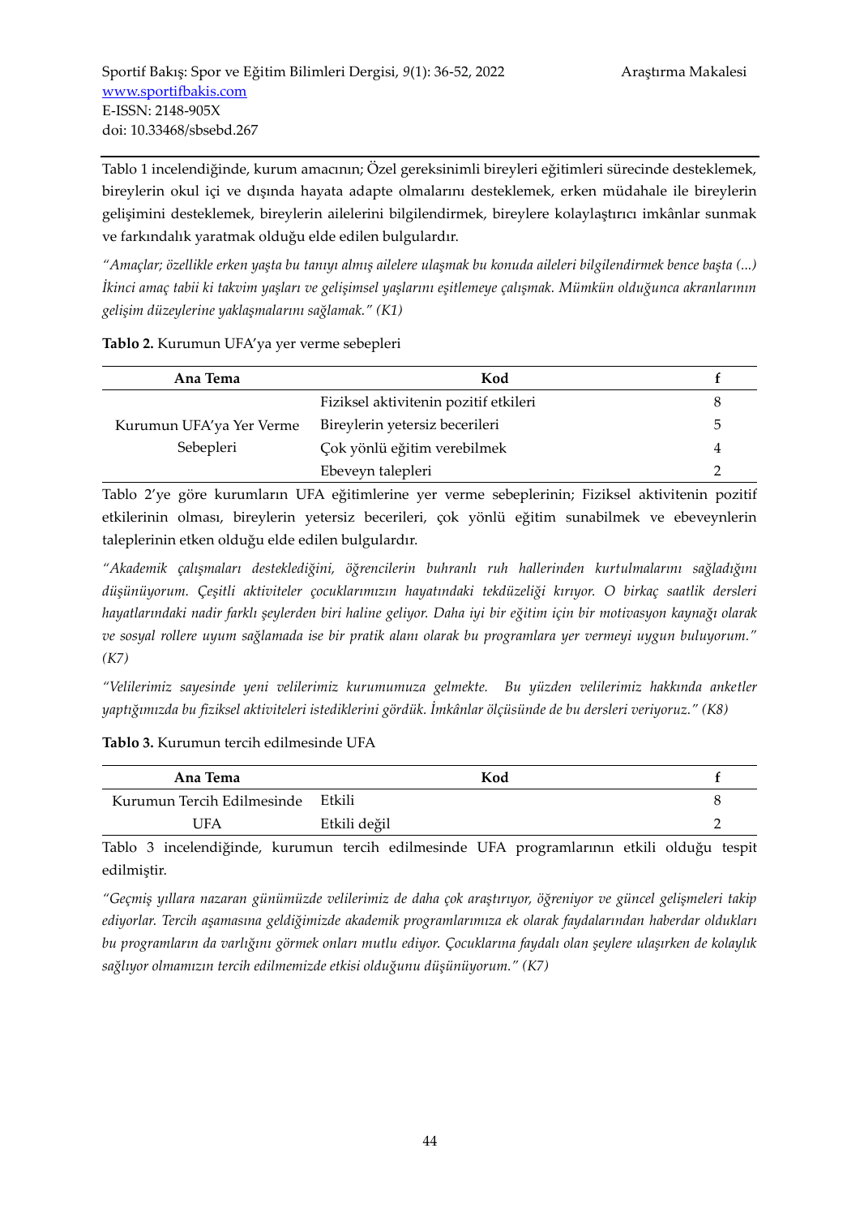Tablo 1 incelendiğinde, kurum amacının; Özel gereksinimli bireyleri eğitimleri sürecinde desteklemek, bireylerin okul içi ve dışında hayata adapte olmalarını desteklemek, erken müdahale ile bireylerin gelişimini desteklemek, bireylerin ailelerini bilgilendirmek, bireylere kolaylaştırıcı imkânlar sunmak ve farkındalık yaratmak olduğu elde edilen bulgulardır.

*"Amaçlar; özellikle erken yaşta bu tanıyı almış ailelere ulaşmak bu konuda aileleri bilgilendirmek bence başta (...) İkinci amaç tabii ki takvim yaşları ve gelişimsel yaşlarını eşitlemeye çalışmak. Mümkün olduğunca akranlarının gelişim düzeylerine yaklaşmalarını sağlamak." (K1)*

**Tablo 2.** Kurumun UFA'ya yer verme sebepleri

| Ana Tema | Kod | f |
|---|---|---|
| Kurumun UFA'ya Yer Verme Sebepleri | Fiziksel aktivitenin pozitif etkileri | 8 |
| | Bireylerin yetersiz becerileri | 5 |
| | Çok yönlü eğitim verebilmek | 4 |
| | Ebeveyn talepleri | 2 |

Tablo 2'ye göre kurumların UFA eğitimlerine yer verme sebeplerinin; Fiziksel aktivitenin pozitif etkilerinin olması, bireylerin yetersiz becerileri, çok yönlü eğitim sunabilmek ve ebeveynlerin taleplerinin etken olduğu elde edilen bulgulardır.

*"Akademik çalışmaları desteklediğini, öğrencilerin buhranlı ruh hallerinden kurtulmalarını sağladığını düşünüyorum. Çeşitli aktiviteler çocuklarımızın hayatındaki tekdüzeliği kırıyor. O birkaç saatlik dersleri hayatlarındaki nadir farklı şeylerden biri haline geliyor. Daha iyi bir eğitim için bir motivasyon kaynağı olarak ve sosyal rollere uyum sağlamada ise bir pratik alanı olarak bu programlara yer vermeyi uygun buluyorum." (K7)*

*"Velilerimiz sayesinde yeni velilerimiz kurumumuza gelmekte. Bu yüzden velilerimiz hakkında anketler yaptığımızda bu fiziksel aktiviteleri istediklerini gördük. İmkânlar ölçüsünde de bu dersleri veriyoruz." (K8)*

**Tablo 3.** Kurumun tercih edilmesinde UFA

| Ana Tema | Kod | f |
|---|---|---|
| Kurumun Tercih Edilmesinde UFA | Etkili | 8 |
| | Etkili değil | 2 |

Tablo 3 incelendiğinde, kurumun tercih edilmesinde UFA programlarının etkili olduğu tespit edilmiştir.

*"Geçmiş yıllara nazaran günümüzde velilerimiz de daha çok araştırıyor, öğreniyor ve güncel gelişmeleri takip ediyorlar. Tercih aşamasına geldiğimizde akademik programlarımıza ek olarak faydalarından haberdar oldukları bu programların da varlığını görmek onları mutlu ediyor. Çocuklarına faydalı olan şeylere ulaşırken de kolaylık sağlıyor olmamızın tercih edilmemizde etkisi olduğunu düşünüyorum." (K7)*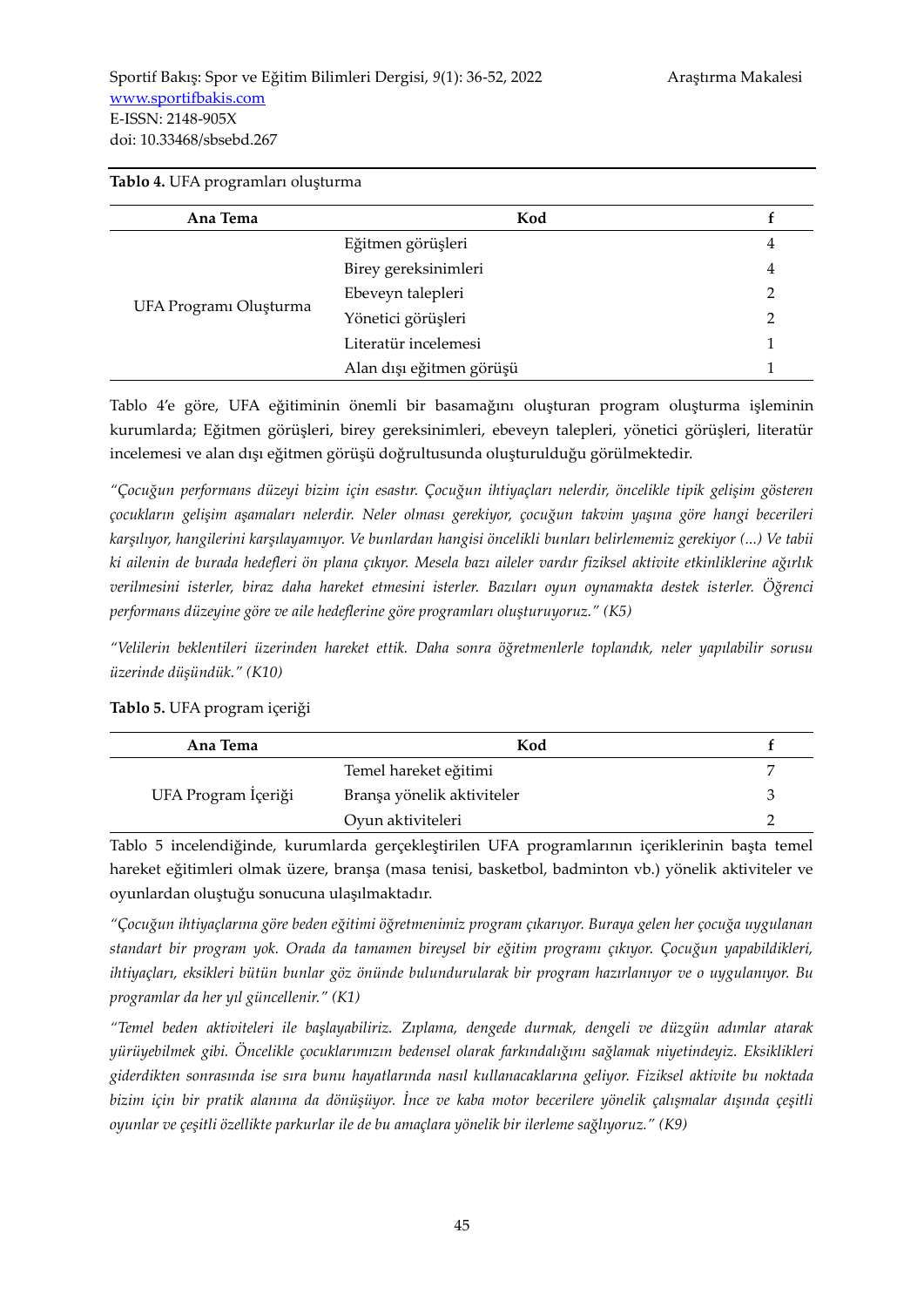**Tablo 4.** UFA programları oluşturma

| Ana Tema | Kod | f |
|---|---|---|
| UFA Programı Oluşturma | Eğitmen görüşleri | 4 |
| | Birey gereksinimleri | 4 |
| | Ebeveyn talepleri | 2 |
| | Yönetici görüşleri | 2 |
| | Literatür incelemesi | 1 |
| | Alan dışı eğitmen görüşü | 1 |

Tablo 4'e göre, UFA eğitiminin önemli bir basamağını oluşturan program oluşturma işleminin kurumlarda; Eğitmen görüşleri, birey gereksinimleri, ebeveyn talepleri, yönetici görüşleri, literatür incelemesi ve alan dışı eğitmen görüşü doğrultusunda oluşturulduğu görülmektedir.

*"Çocuğun performans düzeyi bizim için esastır. Çocuğun ihtiyaçları nelerdir, öncelikle tipik gelişim gösteren çocukların gelişim aşamaları nelerdir. Neler olması gerekiyor, çocuğun takvim yaşına göre hangi becerileri karşılıyor, hangilerini karşılayamıyor. Ve bunlardan hangisi öncelikli bunları belirlememiz gerekiyor (...) Ve tabii ki ailenin de burada hedefleri ön plana çıkıyor. Mesela bazı aileler vardır fiziksel aktivite etkinliklerine ağırlık verilmesini isterler, biraz daha hareket etmesini isterler. Bazıları oyun oynamakta destek isterler. Öğrenci performans düzeyine göre ve aile hedeflerine göre programları oluşturuyoruz." (K5)*

*"Velilerin beklentileri üzerinden hareket ettik. Daha sonra öğretmenlerle toplandık, neler yapılabilir sorusu üzerinde düşündük." (K10)*

**Tablo 5.** UFA program içeriği

| Ana Tema | Kod | f |
|---|---|---|
| UFA Program İçeriği | Temel hareket eğitimi | 7 |
| | Branşa yönelik aktiviteler | 3 |
| | Oyun aktiviteleri | 2 |

Tablo 5 incelendiğinde, kurumlarda gerçekleştirilen UFA programlarının içeriklerinin başta temel hareket eğitimleri olmak üzere, branşa (masa tenisi, basketbol, badminton vb.) yönelik aktiviteler ve oyunlardan oluştuğu sonucuna ulaşılmaktadır.

*"Çocuğun ihtiyaçlarına göre beden eğitimi öğretmenimiz program çıkarıyor. Buraya gelen her çocuğa uygulanan standart bir program yok. Orada da tamamen bireysel bir eğitim programı çıkıyor. Çocuğun yapabildikleri, ihtiyaçları, eksikleri bütün bunlar göz önünde bulundurularak bir program hazırlanıyor ve o uygulanıyor. Bu programlar da her yıl güncellenir." (K1)*

*"Temel beden aktiviteleri ile başlayabiliriz. Zıplama, dengede durmak, dengeli ve düzgün adımlar atarak yürüyebilmek gibi. Öncelikle çocuklarımızın bedensel olarak farkındalığını sağlamak niyetindeyiz. Eksiklikleri giderdikten sonrasında ise sıra bunu hayatlarında nasıl kullanacaklarına geliyor. Fiziksel aktivite bu noktada bizim için bir pratik alanına da dönüşüyor. İnce ve kaba motor becerilere yönelik çalışmalar dışında çeşitli oyunlar ve çeşitli özellikte parkurlar ile de bu amaçlara yönelik bir ilerleme sağlıyoruz." (K9)*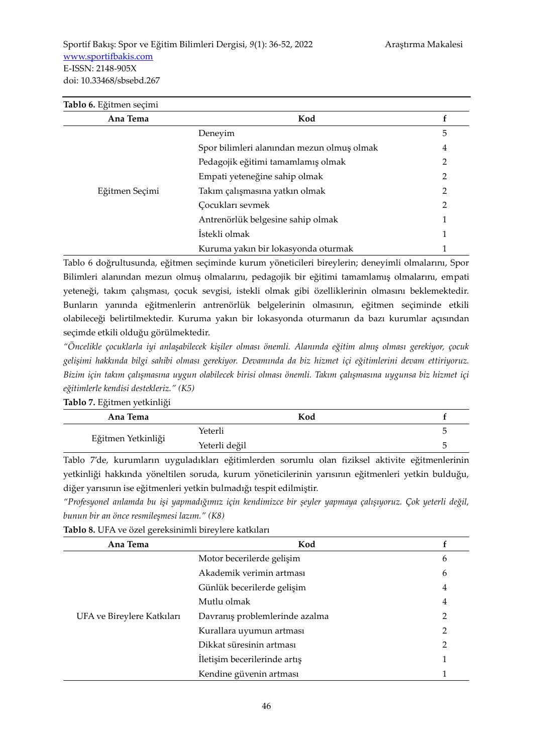**Tablo 6.** Eğitmen seçimi

| Ana Tema | Kod | f |
|---|---|---|
| Eğitmen Seçimi | Deneyim | 5 |
| | Spor bilimleri alanından mezun olmuş olmak | 4 |
| | Pedagojik eğitimi tamamlamış olmak | 2 |
| | Empati yeteneğine sahip olmak | 2 |
| | Takım çalışmasına yatkın olmak | 2 |
| | Çocukları sevmek | 2 |
| | Antrenörlük belgesine sahip olmak | 1 |
| | İstekli olmak | 1 |
| | Kuruma yakın bir lokasyonda oturmak | 1 |

Tablo 6 doğrultusunda, eğitmen seçiminde kurum yöneticileri bireylerin; deneyimli olmalarını, Spor Bilimleri alanından mezun olmuş olmalarını, pedagojik bir eğitimi tamamlamış olmalarını, empati yeteneği, takım çalışması, çocuk sevgisi, istekli olmak gibi özelliklerinin olmasını beklemektedir. Bunların yanında eğitmenlerin antrenörlük belgelerinin olmasının, eğitmen seçiminde etkili olabileceği belirtilmektedir. Kuruma yakın bir lokasyonda oturmanın da bazı kurumlar açısından seçimde etkili olduğu görülmektedir.

*"Öncelikle çocuklarla iyi anlaşabilecek kişiler olması önemli. Alanında eğitim almış olması gerekiyor, çocuk gelişimi hakkında bilgi sahibi olması gerekiyor. Devamında da biz hizmet içi eğitimlerini devam ettiriyoruz. Bizim için takım çalışmasına uygun olabilecek birisi olması önemli. Takım çalışmasına uygunsa biz hizmet içi eğitimlerle kendisi destekleriz." (K5)*

**Tablo 7.** Eğitmen yetkinliği

| Ana Tema | Kod | f |
|---|---|---|
| Eğitmen Yetkinliği | Yeterli | 5 |
| | Yeterli değil | 5 |

Tablo 7'de, kurumların uyguladıkları eğitimlerden sorumlu olan fiziksel aktivite eğitmenlerinin yetkinliği hakkında yöneltilen soruda, kurum yöneticilerinin yarısının eğitmenleri yetkin bulduğu, diğer yarısının ise eğitmenleri yetkin bulmadığı tespit edilmiştir.

*"Profesyonel anlamda bu işi yapmadığımız için kendimizce bir şeyler yapmaya çalışıyoruz. Çok yeterli değil, bunun bir an önce resmileşmesi lazım." (K8)*

**Tablo 8.** UFA ve özel gereksinimli bireylere katkıları

| Ana Tema | Kod | f |
|---|---|---|
| UFA ve Bireylere Katkıları | Motor becerilerde gelişim | 6 |
| | Akademik verimin artması | 6 |
| | Günlük becerilerde gelişim | 4 |
| | Mutlu olmak | 4 |
| | Davranış problemlerinde azalma | 2 |
| | Kurallara uyumun artması | 2 |
| | Dikkat süresinin artması | 2 |
| | İletişim becerilerinde artış | 1 |
| | Kendine güvenin artması | 1 |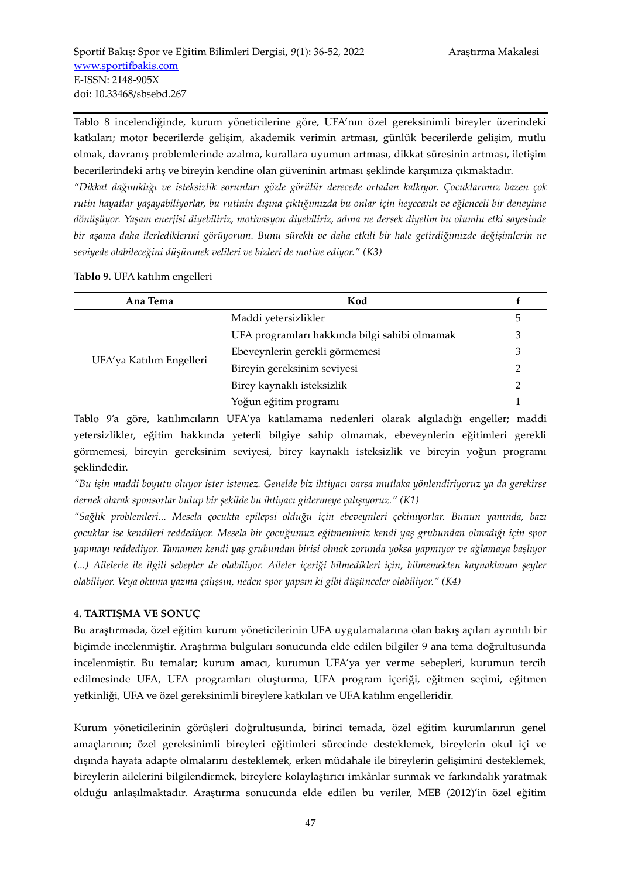Tablo 8 incelendiğinde, kurum yöneticilerine göre, UFA'nın özel gereksinimli bireyler üzerindeki katkıları; motor becerilerde gelişim, akademik verimin artması, günlük becerilerde gelişim, mutlu olmak, davranış problemlerinde azalma, kurallara uyumun artması, dikkat süresinin artması, iletişim becerilerindeki artış ve bireyin kendine olan güveninin artması şeklinde karşımıza çıkmaktadır.

*"Dikkat dağınıklığı ve isteksizlik sorunları gözle görülür derecede ortadan kalkıyor. Çocuklarımız bazen çok rutin hayatlar yaşayabiliyorlar, bu rutinin dışına çıktığımızda bu onlar için heyecanlı ve eğlenceli bir deneyime dönüşüyor. Yaşam enerjisi diyebiliriz, motivasyon diyebiliriz, adına ne dersek diyelim bu olumlu etki sayesinde bir aşama daha ilerlediklerini görüyorum. Bunu sürekli ve daha etkili bir hale getirdiğimizde değişimlerin ne seviyede olabileceğini düşünmek velileri ve bizleri de motive ediyor." (K3)*

**Tablo 9.** UFA katılım engelleri

| Ana Tema | Kod | f |
|---|---|---|
| UFA'ya Katılım Engelleri | Maddi yetersizlikler | 5 |
| | UFA programları hakkında bilgi sahibi olmamak | 3 |
| | Ebeveynlerin gerekli görmemesi | 3 |
| | Bireyin gereksinim seviyesi | 2 |
| | Birey kaynaklı isteksizlik | 2 |
| | Yoğun eğitim programı | 1 |

Tablo 9'a göre, katılımcıların UFA'ya katılamama nedenleri olarak algıladığı engeller; maddi yetersizlikler, eğitim hakkında yeterli bilgiye sahip olmamak, ebeveynlerin eğitimleri gerekli görmemesi, bireyin gereksinim seviyesi, birey kaynaklı isteksizlik ve bireyin yoğun programı şeklindedir.

*"Bu işin maddi boyutu oluyor ister istemez. Genelde biz ihtiyacı varsa mutlaka yönlendiriyoruz ya da gerekirse dernek olarak sponsorlar bulup bir şekilde bu ihtiyacı gidermeye çalışıyoruz." (K1)*

*"Sağlık problemleri... Mesela çocukta epilepsi olduğu için ebeveynleri çekiniyorlar. Bunun yanında, bazı çocuklar ise kendileri reddediyor. Mesela bir çocuğumuz eğitmenimiz kendi yaş grubundan olmadığı için spor yapmayı reddediyor. Tamamen kendi yaş grubundan birisi olmak zorunda yoksa yapmıyor ve ağlamaya başlıyor (...) Ailelerle ile ilgili sebepler de olabiliyor. Aileler içeriği bilmedikleri için, bilmemekten kaynaklanan şeyler olabiliyor. Veya okuma yazma çalışsın, neden spor yapsın ki gibi düşünceler olabiliyor." (K4)*

## 4. TARTIŞMA VE SONUÇ

Bu araştırmada, özel eğitim kurum yöneticilerinin UFA uygulamalarına olan bakış açıları ayrıntılı bir biçimde incelenmiştir. Araştırma bulguları sonucunda elde edilen bilgiler 9 ana tema doğrultusunda incelenmiştir. Bu temalar; kurum amacı, kurumun UFA'ya yer verme sebepleri, kurumun tercih edilmesinde UFA, UFA programları oluşturma, UFA program içeriği, eğitmen seçimi, eğitmen yetkinliği, UFA ve özel gereksinimli bireylere katkıları ve UFA katılım engelleridir.

Kurum yöneticilerinin görüşleri doğrultusunda, birinci temada, özel eğitim kurumlarının genel amaçlarının; özel gereksinimli bireyleri eğitimleri sürecinde desteklemek, bireylerin okul içi ve dışında hayata adapte olmalarını desteklemek, erken müdahale ile bireylerin gelişimini desteklemek, bireylerin ailelerini bilgilendirmek, bireylere kolaylaştırıcı imkânlar sunmak ve farkındalık yaratmak olduğu anlaşılmaktadır. Araştırma sonucunda elde edilen bu veriler, MEB (2012)'in özel eğitim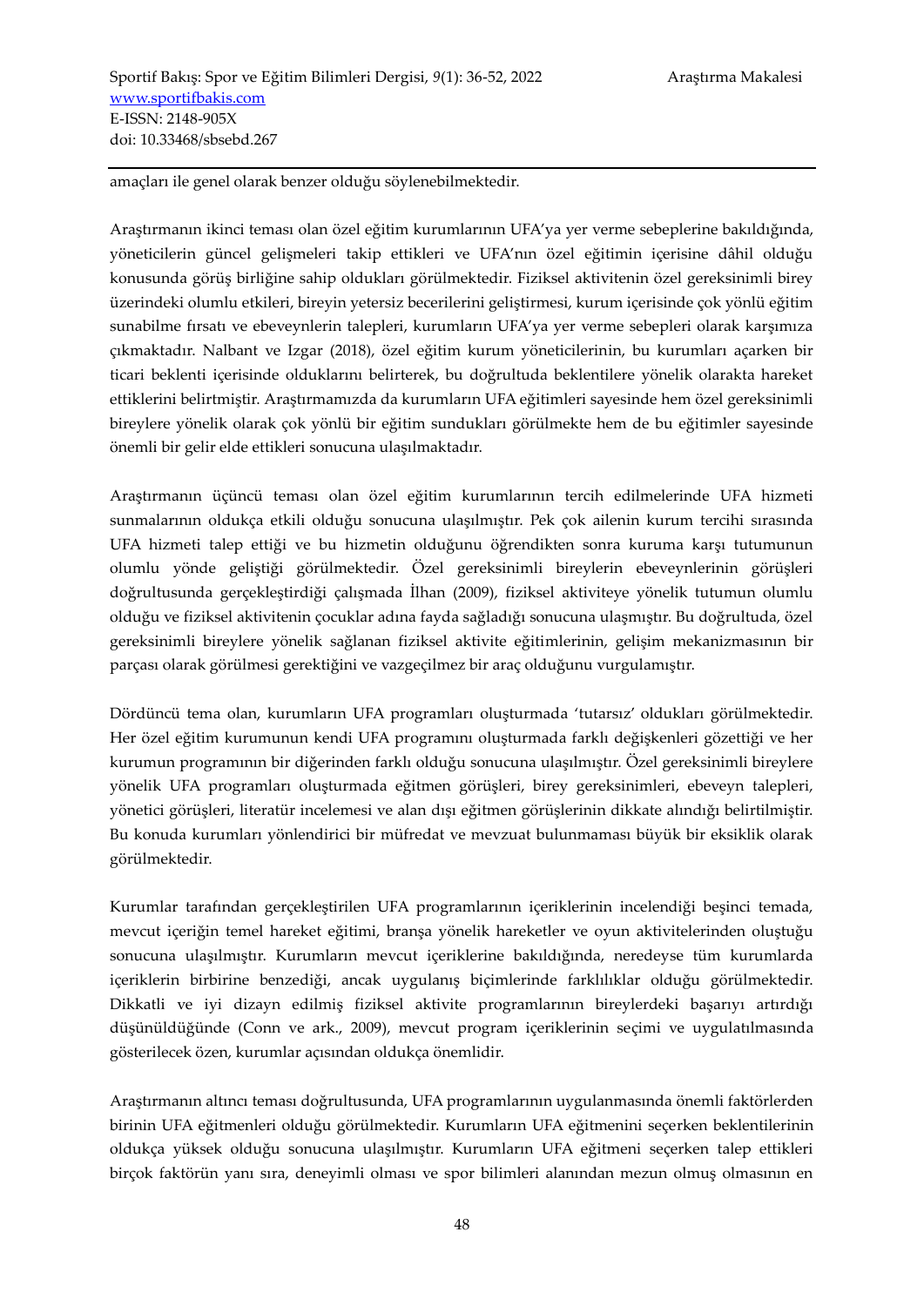amaçları ile genel olarak benzer olduğu söylenebilmektedir.

Araştırmanın ikinci teması olan özel eğitim kurumlarının UFA'ya yer verme sebeplerine bakıldığında, yöneticilerin güncel gelişmeleri takip ettikleri ve UFA'nın özel eğitimin içerisine dâhil olduğu konusunda görüş birliğine sahip oldukları görülmektedir. Fiziksel aktivitenin özel gereksinimli birey üzerindeki olumlu etkileri, bireyin yetersiz becerilerini geliştirmesi, kurum içerisinde çok yönlü eğitim sunabilme fırsatı ve ebeveynlerin talepleri, kurumların UFA'ya yer verme sebepleri olarak karşımıza çıkmaktadır. Nalbant ve Izgar (2018), özel eğitim kurum yöneticilerinin, bu kurumları açarken bir ticari beklenti içerisinde olduklarını belirterek, bu doğrultuda beklentilere yönelik olarakta hareket ettiklerini belirtmiştir. Araştırmamızda da kurumların UFA eğitimleri sayesinde hem özel gereksinimli bireylere yönelik olarak çok yönlü bir eğitim sundukları görülmekte hem de bu eğitimler sayesinde önemli bir gelir elde ettikleri sonucuna ulaşılmaktadır.

Araştırmanın üçüncü teması olan özel eğitim kurumlarının tercih edilmelerinde UFA hizmeti sunmalarının oldukça etkili olduğu sonucuna ulaşılmıştır. Pek çok ailenin kurum tercihi sırasında UFA hizmeti talep ettiği ve bu hizmetin olduğunu öğrendikten sonra kuruma karşı tutumunun olumlu yönde geliştiği görülmektedir. Özel gereksinimli bireylerin ebeveynlerinin görüşleri doğrultusunda gerçekleştirdiği çalışmada İlhan (2009), fiziksel aktiviteye yönelik tutumun olumlu olduğu ve fiziksel aktivitenin çocuklar adına fayda sağladığı sonucuna ulaşmıştır. Bu doğrultuda, özel gereksinimli bireylere yönelik sağlanan fiziksel aktivite eğitimlerinin, gelişim mekanizmasının bir parçası olarak görülmesi gerektiğini ve vazgeçilmez bir araç olduğunu vurgulamıştır.

Dördüncü tema olan, kurumların UFA programları oluşturmada 'tutarsız' oldukları görülmektedir. Her özel eğitim kurumunun kendi UFA programını oluşturmada farklı değişkenleri gözettiği ve her kurumun programının bir diğerinden farklı olduğu sonucuna ulaşılmıştır. Özel gereksinimli bireylere yönelik UFA programları oluşturmada eğitmen görüşleri, birey gereksinimleri, ebeveyn talepleri, yönetici görüşleri, literatür incelemesi ve alan dışı eğitmen görüşlerinin dikkate alındığı belirtilmiştir. Bu konuda kurumları yönlendirici bir müfredat ve mevzuat bulunmaması büyük bir eksiklik olarak görülmektedir.

Kurumlar tarafından gerçekleştirilen UFA programlarının içeriklerinin incelendiği beşinci temada, mevcut içeriğin temel hareket eğitimi, branşa yönelik hareketler ve oyun aktivitelerinden oluştuğu sonucuna ulaşılmıştır. Kurumların mevcut içeriklerine bakıldığında, neredeyse tüm kurumlarda içeriklerin birbirine benzediği, ancak uygulanış biçimlerinde farklılıklar olduğu görülmektedir. Dikkatli ve iyi dizayn edilmiş fiziksel aktivite programlarının bireylerdeki başarıyı artırdığı düşünüldüğünde (Conn ve ark., 2009), mevcut program içeriklerinin seçimi ve uygulatılmasında gösterilecek özen, kurumlar açısından oldukça önemlidir.

Araştırmanın altıncı teması doğrultusunda, UFA programlarının uygulanmasında önemli faktörlerden birinin UFA eğitmenleri olduğu görülmektedir. Kurumların UFA eğitmenini seçerken beklentilerinin oldukça yüksek olduğu sonucuna ulaşılmıştır. Kurumların UFA eğitmeni seçerken talep ettikleri birçok faktörün yanı sıra, deneyimli olması ve spor bilimleri alanından mezun olmuş olmasının en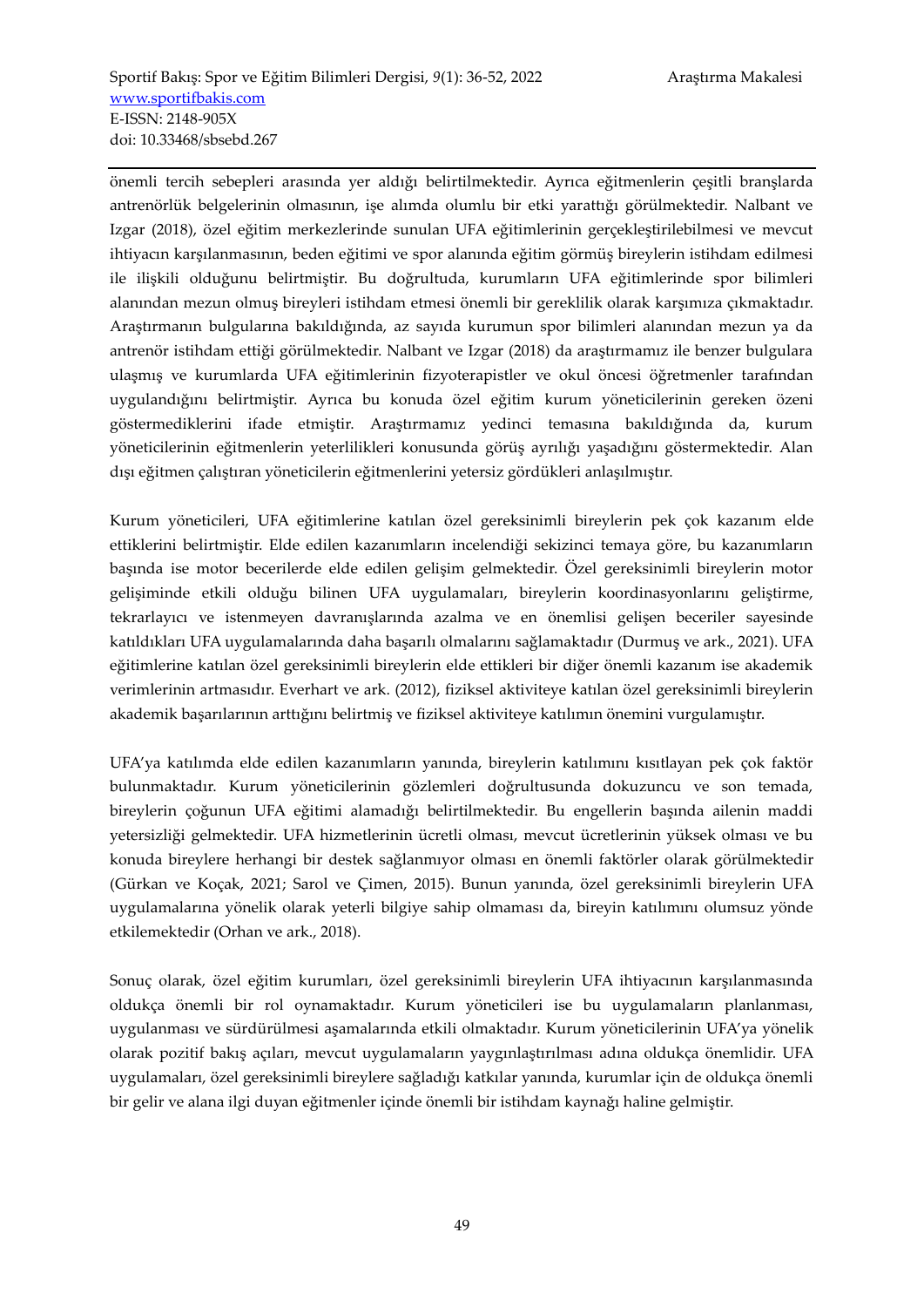önemli tercih sebepleri arasında yer aldığı belirtilmektedir. Ayrıca eğitmenlerin çeşitli branşlarda antrenörlük belgelerinin olmasının, işe alımda olumlu bir etki yarattığı görülmektedir. Nalbant ve Izgar (2018), özel eğitim merkezlerinde sunulan UFA eğitimlerinin gerçekleştirilebilmesi ve mevcut ihtiyacın karşılanmasının, beden eğitimi ve spor alanında eğitim görmüş bireylerin istihdam edilmesi ile ilişkili olduğunu belirtmiştir. Bu doğrultuda, kurumların UFA eğitimlerinde spor bilimleri alanından mezun olmuş bireyleri istihdam etmesi önemli bir gereklilik olarak karşımıza çıkmaktadır. Araştırmanın bulgularına bakıldığında, az sayıda kurumun spor bilimleri alanından mezun ya da antrenör istihdam ettiği görülmektedir. Nalbant ve Izgar (2018) da araştırmamız ile benzer bulgulara ulaşmış ve kurumlarda UFA eğitimlerinin fizyoterapistler ve okul öncesi öğretmenler tarafından uygulandığını belirtmiştir. Ayrıca bu konuda özel eğitim kurum yöneticilerinin gereken özeni göstermediklerini ifade etmiştir. Araştırmamız yedinci temasına bakıldığında da, kurum yöneticilerinin eğitmenlerin yeterlilikleri konusunda görüş ayrılığı yaşadığını göstermektedir. Alan dışı eğitmen çalıştıran yöneticilerin eğitmenlerini yetersiz gördükleri anlaşılmıştır.

Kurum yöneticileri, UFA eğitimlerine katılan özel gereksinimli bireylerin pek çok kazanım elde ettiklerini belirtmiştir. Elde edilen kazanımların incelendiği sekizinci temaya göre, bu kazanımların başında ise motor becerilerde elde edilen gelişim gelmektedir. Özel gereksinimli bireylerin motor gelişiminde etkili olduğu bilinen UFA uygulamaları, bireylerin koordinasyonlarını geliştirme, tekrarlayıcı ve istenmeyen davranışlarında azalma ve en önemlisi gelişen beceriler sayesinde katıldıkları UFA uygulamalarında daha başarılı olmalarını sağlamaktadır (Durmuş ve ark., 2021). UFA eğitimlerine katılan özel gereksinimli bireylerin elde ettikleri bir diğer önemli kazanım ise akademik verimlerinin artmasıdır. Everhart ve ark. (2012), fiziksel aktiviteye katılan özel gereksinimli bireylerin akademik başarılarının arttığını belirtmiş ve fiziksel aktiviteye katılımın önemini vurgulamıştır.

UFA'ya katılımda elde edilen kazanımların yanında, bireylerin katılımını kısıtlayan pek çok faktör bulunmaktadır. Kurum yöneticilerinin gözlemleri doğrultusunda dokuzuncu ve son temada, bireylerin çoğunun UFA eğitimi alamadığı belirtilmektedir. Bu engellerin başında ailenin maddi yetersizliği gelmektedir. UFA hizmetlerinin ücretli olması, mevcut ücretlerinin yüksek olması ve bu konuda bireylere herhangi bir destek sağlanmıyor olması en önemli faktörler olarak görülmektedir (Gürkan ve Koçak, 2021; Sarol ve Çimen, 2015). Bunun yanında, özel gereksinimli bireylerin UFA uygulamalarına yönelik olarak yeterli bilgiye sahip olmaması da, bireyin katılımını olumsuz yönde etkilemektedir (Orhan ve ark., 2018).

Sonuç olarak, özel eğitim kurumları, özel gereksinimli bireylerin UFA ihtiyacının karşılanmasında oldukça önemli bir rol oynamaktadır. Kurum yöneticileri ise bu uygulamaların planlanması, uygulanması ve sürdürülmesi aşamalarında etkili olmaktadır. Kurum yöneticilerinin UFA'ya yönelik olarak pozitif bakış açıları, mevcut uygulamaların yaygınlaştırılması adına oldukça önemlidir. UFA uygulamaları, özel gereksinimli bireylere sağladığı katkılar yanında, kurumlar için de oldukça önemli bir gelir ve alana ilgi duyan eğitmenler içinde önemli bir istihdam kaynağı haline gelmiştir.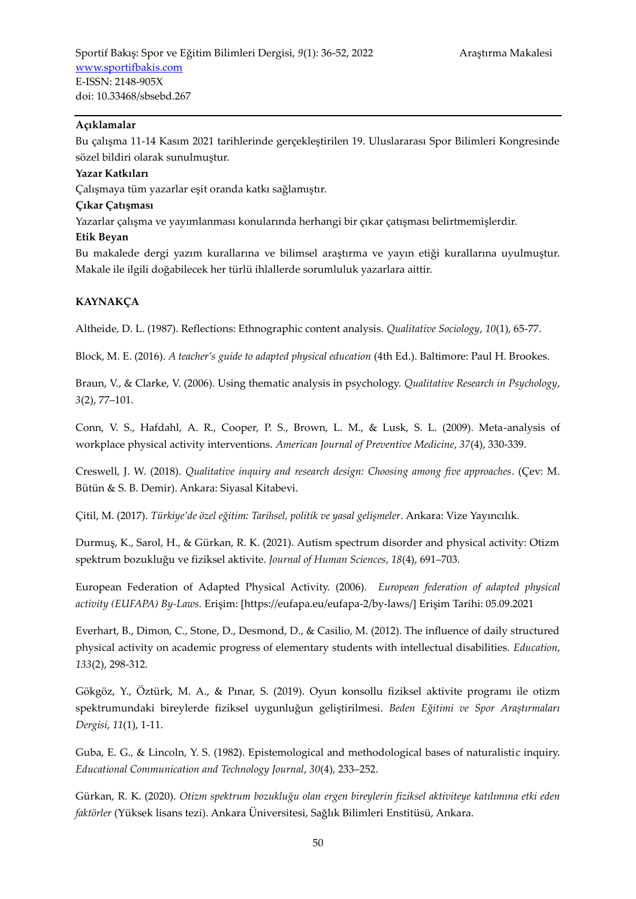**Açıklamalar**

Bu çalışma 11-14 Kasım 2021 tarihlerinde gerçekleştirilen 19. Uluslararası Spor Bilimleri Kongresinde sözel bildiri olarak sunulmuştur.

**Yazar Katkıları**

Çalışmaya tüm yazarlar eşit oranda katkı sağlamıştır.

**Çıkar Çatışması**

Yazarlar çalışma ve yayımlanması konularında herhangi bir çıkar çatışması belirtmemişlerdir.

**Etik Beyan**

Bu makalede dergi yazım kurallarına ve bilimsel araştırma ve yayın etiği kurallarına uyulmuştur. Makale ile ilgili doğabilecek her türlü ihlallerde sorumluluk yazarlara aittir.

## KAYNAKÇA

Altheide, D. L. (1987). Reflections: Ethnographic content analysis. *Qualitative Sociology*, *10*(1), 65-77.

Block, M. E. (2016). *A teacher's guide to adapted physical education* (4th Ed.). Baltimore: Paul H. Brookes.

Braun, V., & Clarke, V. (2006). Using thematic analysis in psychology. *Qualitative Research in Psychology*, *3*(2), 77–101.

Conn, V. S., Hafdahl, A. R., Cooper, P. S., Brown, L. M., & Lusk, S. L. (2009). Meta-analysis of workplace physical activity interventions. *American Journal of Preventive Medicine*, *37*(4), 330-339.

Creswell, J. W. (2018). *Qualitative inquiry and research design: Choosing among five approaches*. (Çev: M. Bütün & S. B. Demir). Ankara: Siyasal Kitabevi.

Çitil, M. (2017). *Türkiye'de özel eğitim: Tarihsel, politik ve yasal gelişmeler*. Ankara: Vize Yayıncılık.

Durmuş, K., Sarol, H., & Gürkan, R. K. (2021). Autism spectrum disorder and physical activity: Otizm spektrum bozukluğu ve fiziksel aktivite. *Journal of Human Sciences*, *18*(4), 691–703.

European Federation of Adapted Physical Activity. (2006). *European federation of adapted physical activity (EUFAPA) By-Laws.* Erişim: [https://eufapa.eu/eufapa-2/by-laws/] Erişim Tarihi: 05.09.2021

Everhart, B., Dimon, C., Stone, D., Desmond, D., & Casilio, M. (2012). The influence of daily structured physical activity on academic progress of elementary students with intellectual disabilities. *Education*, *133*(2), 298-312.

Gökgöz, Y., Öztürk, M. A., & Pınar, S. (2019). Oyun konsollu fiziksel aktivite programı ile otizm spektrumundaki bireylerde fiziksel uygunluğun geliştirilmesi. *Beden Eğitimi ve Spor Araştırmaları Dergisi*, *11*(1), 1-11.

Guba, E. G., & Lincoln, Y. S. (1982). Epistemological and methodological bases of naturalistic inquiry. *Educational Communication and Technology Journal*, *30*(4), 233–252.

Gürkan, R. K. (2020). *Otizm spektrum bozukluğu olan ergen bireylerin fiziksel aktiviteye katılımına etki eden faktörler* (Yüksek lisans tezi). Ankara Üniversitesi, Sağlık Bilimleri Enstitüsü, Ankara.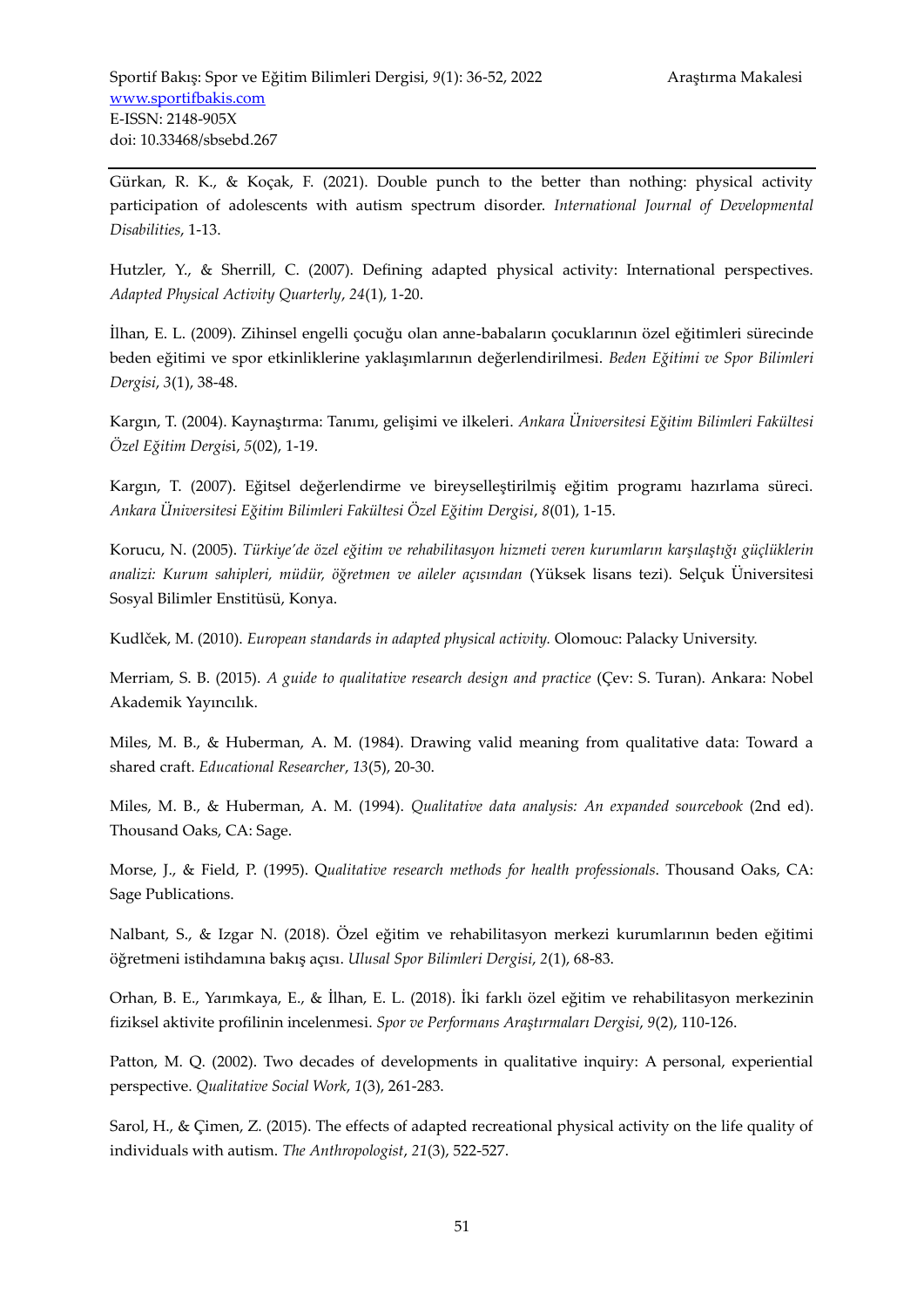Gürkan, R. K., & Koçak, F. (2021). Double punch to the better than nothing: physical activity participation of adolescents with autism spectrum disorder. *International Journal of Developmental Disabilities*, 1-13.

Hutzler, Y., & Sherrill, C. (2007). Defining adapted physical activity: International perspectives. *Adapted Physical Activity Quarterly*, *24*(1), 1-20.

İlhan, E. L. (2009). Zihinsel engelli çocuğu olan anne-babaların çocuklarının özel eğitimleri sürecinde beden eğitimi ve spor etkinliklerine yaklaşımlarının değerlendirilmesi. *Beden Eğitimi ve Spor Bilimleri Dergisi*, *3*(1), 38-48.

Kargın, T. (2004). Kaynaştırma: Tanımı, gelişimi ve ilkeleri. *Ankara Üniversitesi Eğitim Bilimleri Fakültesi Özel Eğitim Dergis*i, *5*(02), 1-19.

Kargın, T. (2007). Eğitsel değerlendirme ve bireyselleştirilmiş eğitim programı hazırlama süreci. *Ankara Üniversitesi Eğitim Bilimleri Fakültesi Özel Eğitim Dergisi*, *8*(01), 1-15.

Korucu, N. (2005). *Türkiye'de özel eğitim ve rehabilitasyon hizmeti veren kurumların karşılaştığı güçlüklerin analizi: Kurum sahipleri, müdür, öğretmen ve aileler açısından* (Yüksek lisans tezi). Selçuk Üniversitesi Sosyal Bilimler Enstitüsü, Konya.

Kudlček, M. (2010). *European standards in adapted physical activity.* Olomouc: Palacky University.

Merriam, S. B. (2015). *A guide to qualitative research design and practice* (Çev: S. Turan). Ankara: Nobel Akademik Yayıncılık.

Miles, M. B., & Huberman, A. M. (1984). Drawing valid meaning from qualitative data: Toward a shared craft. *Educational Researcher*, *13*(5), 20-30.

Miles, M. B., & Huberman, A. M. (1994). *Qualitative data analysis: An expanded sourcebook* (2nd ed). Thousand Oaks, CA: Sage.

Morse, J., & Field, P. (1995). *Qualitative research methods for health professionals*. Thousand Oaks, CA: Sage Publications.

Nalbant, S., & Izgar N. (2018). Özel eğitim ve rehabilitasyon merkezi kurumlarının beden eğitimi öğretmeni istihdamına bakış açısı. *Ulusal Spor Bilimleri Dergisi*, *2*(1), 68-83.

Orhan, B. E., Yarımkaya, E., & İlhan, E. L. (2018). İki farklı özel eğitim ve rehabilitasyon merkezinin fiziksel aktivite profilinin incelenmesi. *Spor ve Performans Araştırmaları Dergisi*, *9*(2), 110-126.

Patton, M. Q. (2002). Two decades of developments in qualitative inquiry: A personal, experiential perspective. *Qualitative Social Work*, *1*(3), 261-283.

Sarol, H., & Çimen, Z. (2015). The effects of adapted recreational physical activity on the life quality of individuals with autism. *The Anthropologist*, *21*(3), 522-527.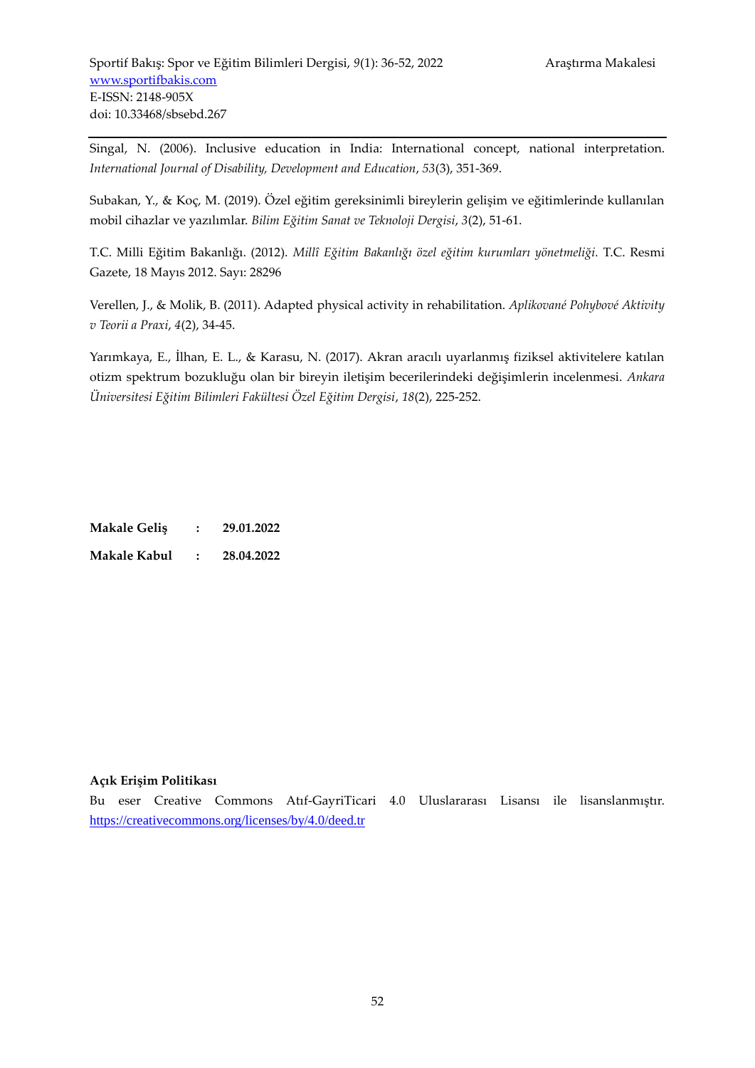Singal, N. (2006). Inclusive education in India: International concept, national interpretation. *International Journal of Disability, Development and Education*, *53*(3), 351-369.

Subakan, Y., & Koç, M. (2019). Özel eğitim gereksinimli bireylerin gelişim ve eğitimlerinde kullanılan mobil cihazlar ve yazılımlar. *Bilim Eğitim Sanat ve Teknoloji Dergisi*, *3*(2), 51-61.

T.C. Milli Eğitim Bakanlığı. (2012). *Millî Eğitim Bakanlığı özel eğitim kurumları yönetmeliği*. T.C. Resmi Gazete, 18 Mayıs 2012. Sayı: 28296

Verellen, J., & Molik, B. (2011). Adapted physical activity in rehabilitation. *Aplikované Pohybové Aktivity v Teorii a Praxi*, *4*(2), 34-45.

Yarımkaya, E., İlhan, E. L., & Karasu, N. (2017). Akran aracılı uyarlanmış fiziksel aktivitelere katılan otizm spektrum bozukluğu olan bir bireyin iletişim becerilerindeki değişimlerin incelenmesi. *Ankara Üniversitesi Eğitim Bilimleri Fakültesi Özel Eğitim Dergisi*, *18*(2), 225-252.

**Makale Geliş : 29.01.2022**

**Makale Kabul : 28.04.2022**

**Açık Erişim Politikası**

Bu eser Creative Commons Atıf-GayriTicari 4.0 Uluslararası Lisansı ile lisanslanmıştır. https://creativecommons.org/licenses/by/4.0/deed.tr